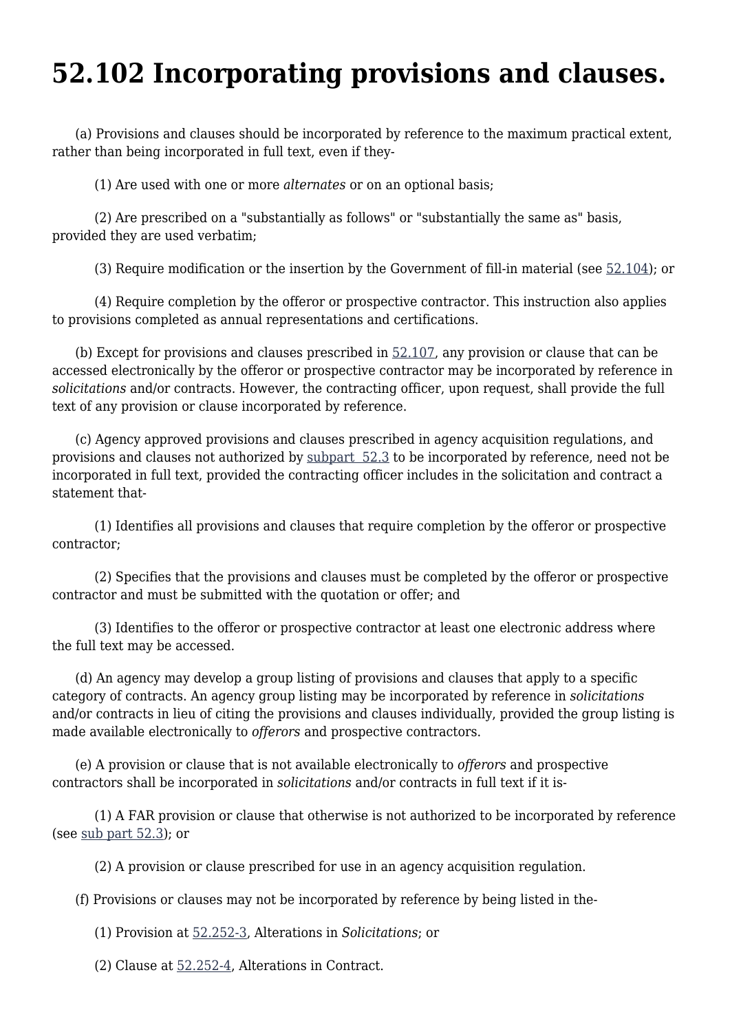# 52.102 Incorporating provisions and clauses.

(a) Provisions and clauses should be incorporated by reference to the maximum practical extent, rather than being incorporated in full text, even if they-

(1) Are used with one or more *alternates* or on an optional basis;

(2) Are prescribed on a "substantially as follows" or "substantially the same as" basis, provided they are used verbatim;

(3) Require modification or the insertion by the Government of fill-in material (see 52.104); or

(4) Require completion by the offeror or prospective contractor. This instruction also applies to provisions completed as annual representations and certifications.

(b) Except for provisions and clauses prescribed in 52.107, any provision or clause that can be accessed electronically by the offeror or prospective contractor may be incorporated by reference in *solicitations* and/or contracts. However, the contracting officer, upon request, shall provide the full text of any provision or clause incorporated by reference.

(c) Agency approved provisions and clauses prescribed in agency acquisition regulations, and provisions and clauses not authorized by subpart 52.3 to be incorporated by reference, need not be incorporated in full text, provided the contracting officer includes in the solicitation and contract a statement that-

(1) Identifies all provisions and clauses that require completion by the offeror or prospective contractor;

(2) Specifies that the provisions and clauses must be completed by the offeror or prospective contractor and must be submitted with the quotation or offer; and

(3) Identifies to the offeror or prospective contractor at least one electronic address where the full text may be accessed.

(d) An agency may develop a group listing of provisions and clauses that apply to a specific category of contracts. An agency group listing may be incorporated by reference in *solicitations* and/or contracts in lieu of citing the provisions and clauses individually, provided the group listing is made available electronically to *offerors* and prospective contractors.

(e) A provision or clause that is not available electronically to *offerors* and prospective contractors shall be incorporated in *solicitations* and/or contracts in full text if it is-

(1) A FAR provision or clause that otherwise is not authorized to be incorporated by reference (see sub part 52.3); or

(2) A provision or clause prescribed for use in an agency acquisition regulation.

(f) Provisions or clauses may not be incorporated by reference by being listed in the-

(1) Provision at 52.252-3, Alterations in *Solicitations*; or

(2) Clause at 52.252-4, Alterations in Contract.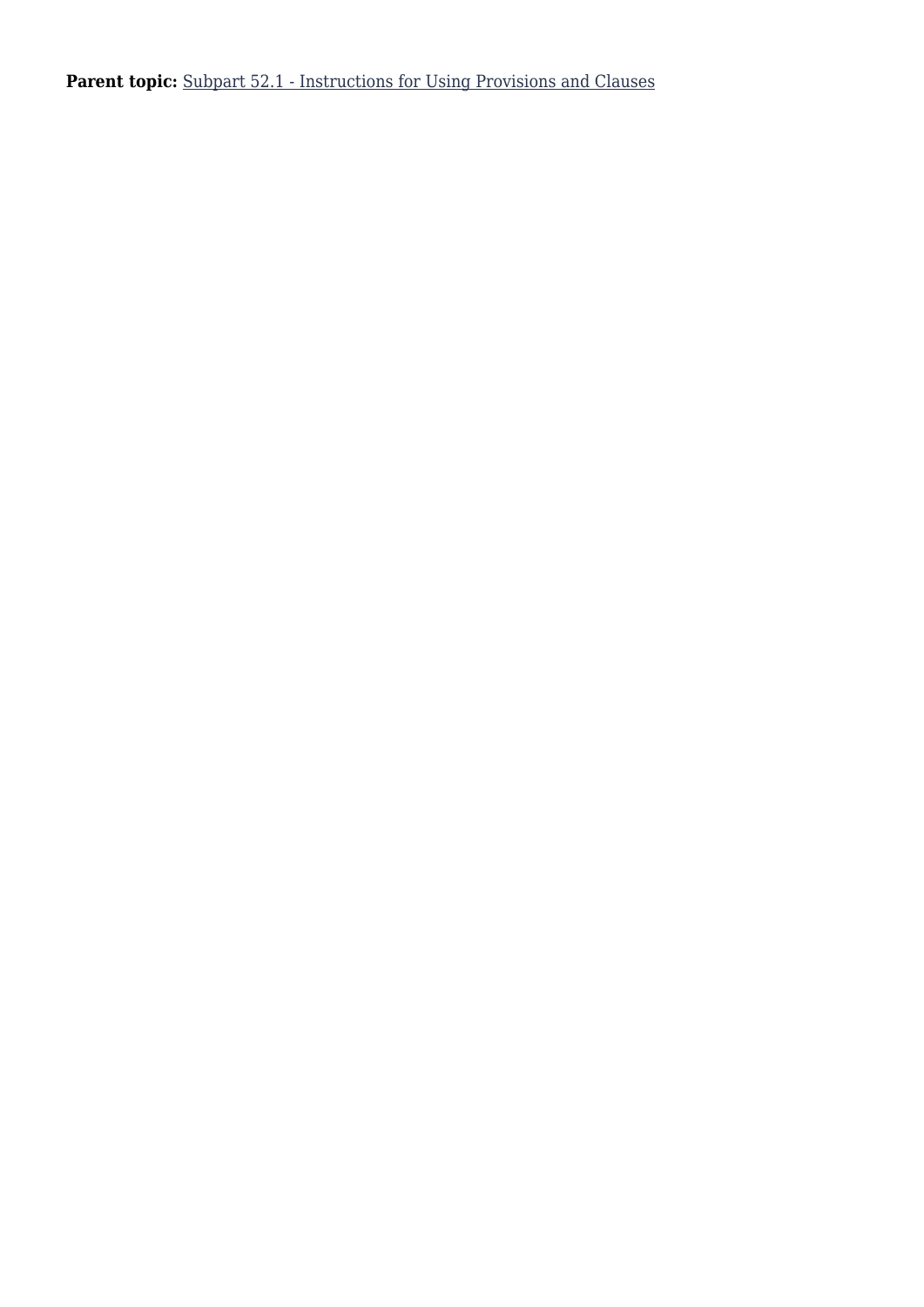**Parent topic:** Subpart 52.1 - Instructions for Using Provisions and Clauses